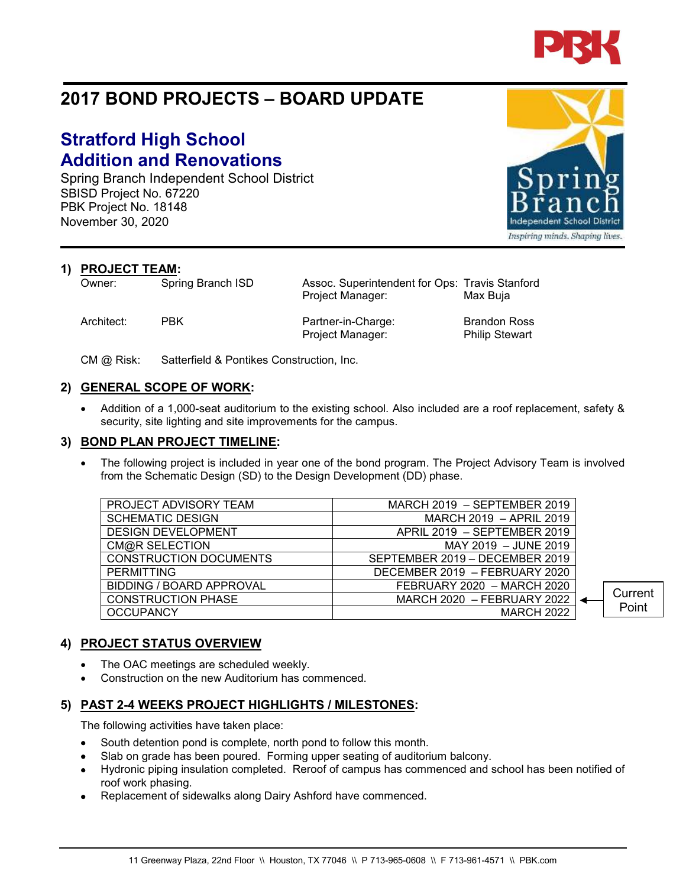# 2017 BOND PROJECTS – BOARD UPDATE

## Stratford High School
## Addition and Renovations

Spring Branch Independent School District
SBISD Project No. 67220
PBK Project No. 18148
November 30, 2020

### 1) PROJECT TEAM:

| | | | |
|---|---|---|---|
| Owner: | Spring Branch ISD | Assoc. Superintendent for Ops: | Travis Stanford |
| | | Project Manager: | Max Buja |
| Architect: | PBK | Partner-in-Charge: | Brandon Ross |
| | | Project Manager: | Philip Stewart |
| CM @ Risk: | Satterfield & Pontikes Construction, Inc. | | |

### 2) GENERAL SCOPE OF WORK:

- Addition of a 1,000-seat auditorium to the existing school. Also included are a roof replacement, safety & security, site lighting and site improvements for the campus.

### 3) BOND PLAN PROJECT TIMELINE:

- The following project is included in year one of the bond program. The Project Advisory Team is involved from the Schematic Design (SD) to the Design Development (DD) phase.

| | | |
|---|---|---|
| PROJECT ADVISORY TEAM | MARCH 2019 – SEPTEMBER 2019 | |
| SCHEMATIC DESIGN | MARCH 2019 – APRIL 2019 | |
| DESIGN DEVELOPMENT | APRIL 2019 – SEPTEMBER 2019 | |
| CM@R SELECTION | MAY 2019 – JUNE 2019 | |
| CONSTRUCTION DOCUMENTS | SEPTEMBER 2019 – DECEMBER 2019 | |
| PERMITTING | DECEMBER 2019 – FEBRUARY 2020 | |
| BIDDING / BOARD APPROVAL | FEBRUARY 2020 – MARCH 2020 | |
| CONSTRUCTION PHASE | MARCH 2020 – FEBRUARY 2022 | ← Current Point |
| OCCUPANCY | MARCH 2022 | |

### 4) PROJECT STATUS OVERVIEW

- The OAC meetings are scheduled weekly.
- Construction on the new Auditorium has commenced.

### 5) PAST 2-4 WEEKS PROJECT HIGHLIGHTS / MILESTONES:

The following activities have taken place:

- South detention pond is complete, north pond to follow this month.
- Slab on grade has been poured. Forming upper seating of auditorium balcony.
- Hydronic piping insulation completed. Reroof of campus has commenced and school has been notified of roof work phasing.
- Replacement of sidewalks along Dairy Ashford have commenced.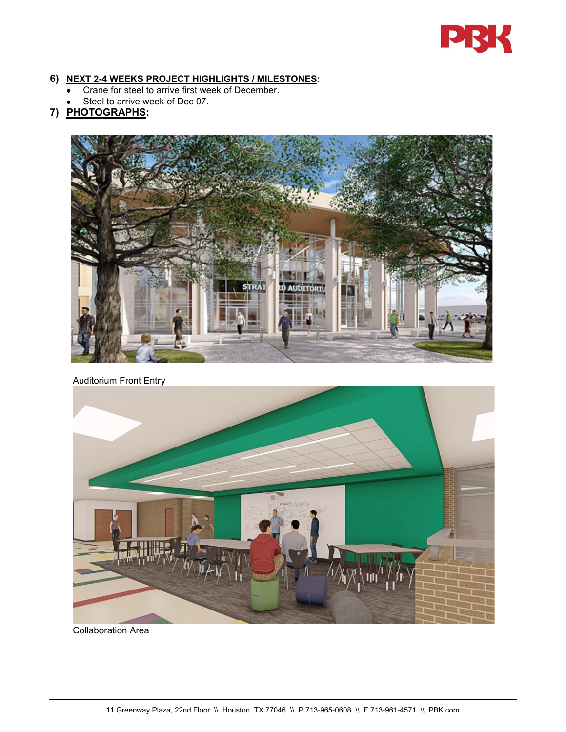## 6) NEXT 2-4 WEEKS PROJECT HIGHLIGHTS / MILESTONES:

- Crane for steel to arrive first week of December.
- Steel to arrive week of Dec 07.

## 7) PHOTOGRAPHS:

Auditorium Front Entry

Collaboration Area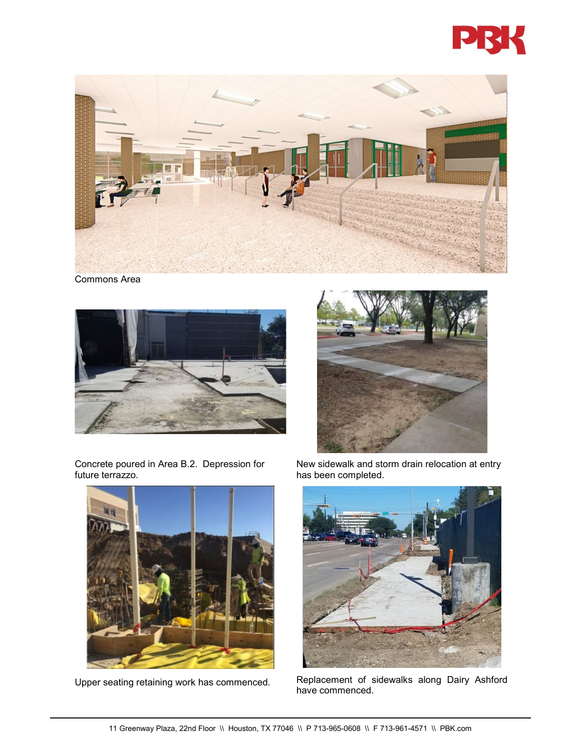Commons Area

Concrete poured in Area B.2. Depression for future terrazzo.

New sidewalk and storm drain relocation at entry has been completed.

Upper seating retaining work has commenced.

Replacement of sidewalks along Dairy Ashford have commenced.